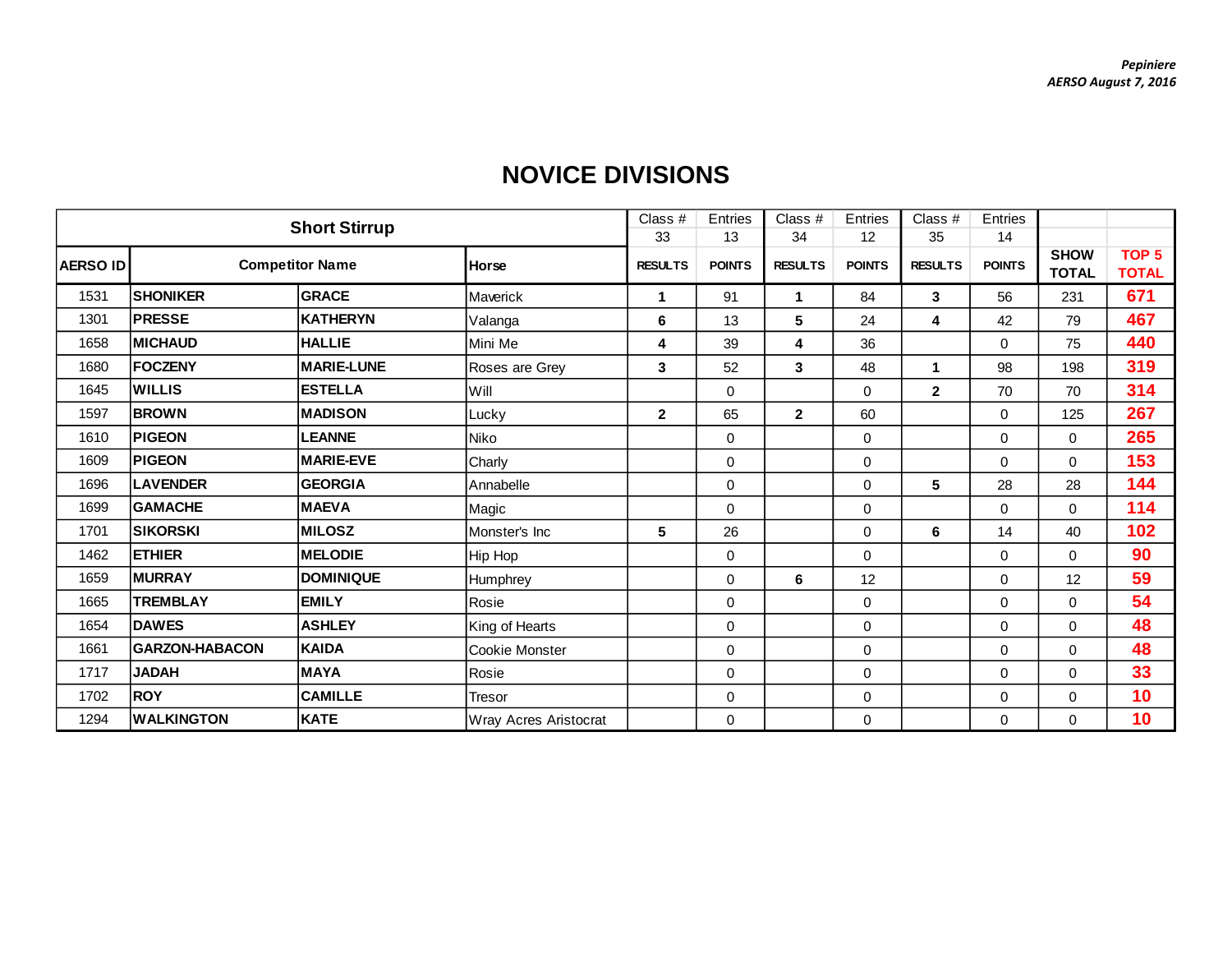*Pepiniere*
*AERSO August 7, 2016*

# NOVICE DIVISIONS

| Short Stirrup | | | | Class # 33 | Entries 13 | Class # 34 | Entries 12 | Class # 35 | Entries 14 | | |
|---|---|---|---|---|---|---|---|---|---|---|---|
| AERSO ID | Competitor Name | | Horse | RESULTS | POINTS | RESULTS | POINTS | RESULTS | POINTS | SHOW TOTAL | TOP 5 TOTAL |
| 1531 | SHONIKER | GRACE | Maverick | 1 | 91 | 1 | 84 | 3 | 56 | 231 | 671 |
| 1301 | PRESSE | KATHERYN | Valanga | 6 | 13 | 5 | 24 | 4 | 42 | 79 | 467 |
| 1658 | MICHAUD | HALLIE | Mini Me | 4 | 39 | 4 | 36 | | 0 | 75 | 440 |
| 1680 | FOCZENY | MARIE-LUNE | Roses are Grey | 3 | 52 | 3 | 48 | 1 | 98 | 198 | 319 |
| 1645 | WILLIS | ESTELLA | Will | | 0 | | 0 | 2 | 70 | 70 | 314 |
| 1597 | BROWN | MADISON | Lucky | 2 | 65 | 2 | 60 | | 0 | 125 | 267 |
| 1610 | PIGEON | LEANNE | Niko | | 0 | | 0 | | 0 | 0 | 265 |
| 1609 | PIGEON | MARIE-EVE | Charly | | 0 | | 0 | | 0 | 0 | 153 |
| 1696 | LAVENDER | GEORGIA | Annabelle | | 0 | | 0 | 5 | 28 | 28 | 144 |
| 1699 | GAMACHE | MAEVA | Magic | | 0 | | 0 | | 0 | 0 | 114 |
| 1701 | SIKORSKI | MILOSZ | Monster's Inc | 5 | 26 | | 0 | 6 | 14 | 40 | 102 |
| 1462 | ETHIER | MELODIE | Hip Hop | | 0 | | 0 | | 0 | 0 | 90 |
| 1659 | MURRAY | DOMINIQUE | Humphrey | | 0 | 6 | 12 | | 0 | 12 | 59 |
| 1665 | TREMBLAY | EMILY | Rosie | | 0 | | 0 | | 0 | 0 | 54 |
| 1654 | DAWES | ASHLEY | King of Hearts | | 0 | | 0 | | 0 | 0 | 48 |
| 1661 | GARZON-HABACON | KAIDA | Cookie Monster | | 0 | | 0 | | 0 | 0 | 48 |
| 1717 | JADAH | MAYA | Rosie | | 0 | | 0 | | 0 | 0 | 33 |
| 1702 | ROY | CAMILLE | Tresor | | 0 | | 0 | | 0 | 0 | 10 |
| 1294 | WALKINGTON | KATE | Wray Acres Aristocrat | | 0 | | 0 | | 0 | 0 | 10 |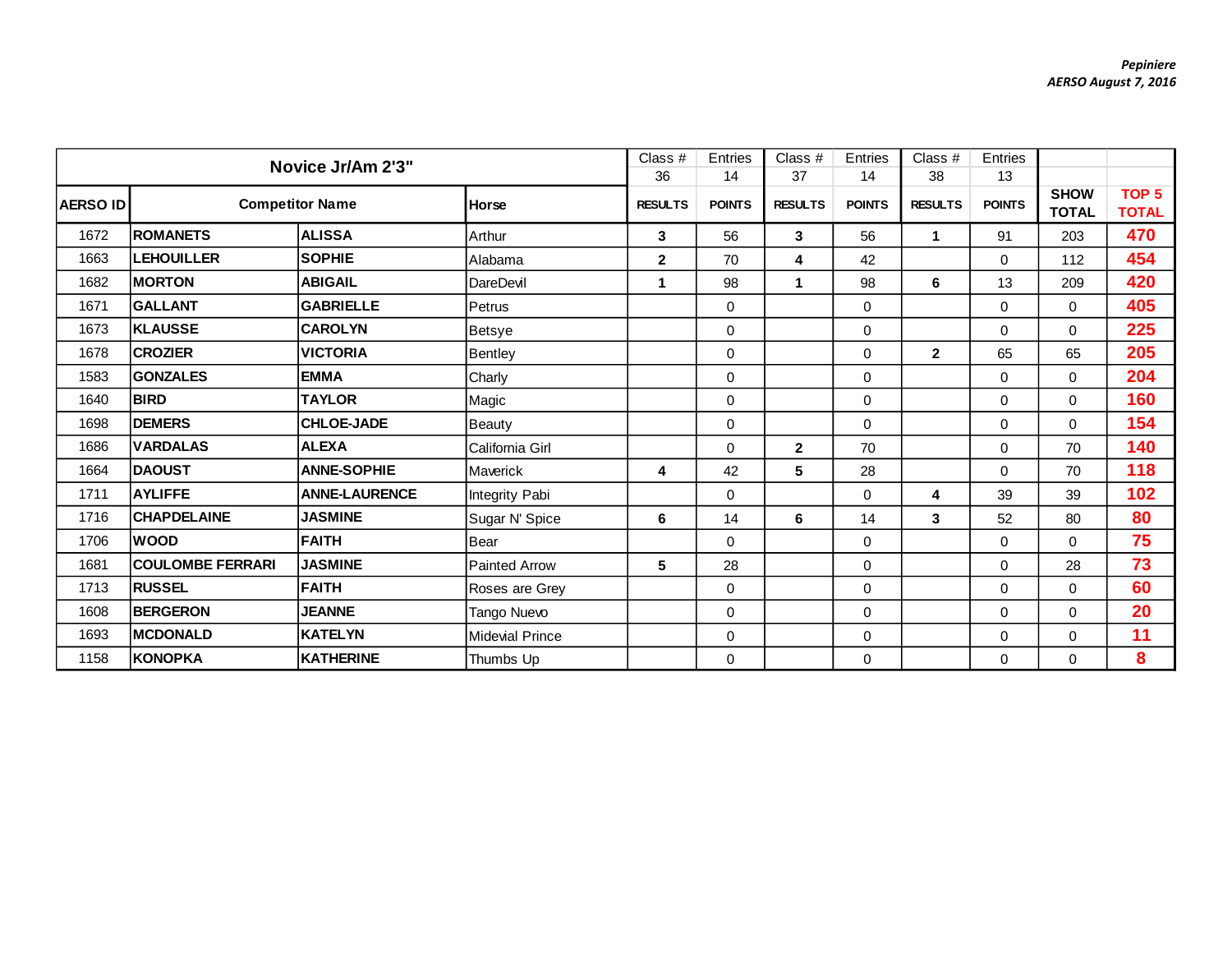*Pepiniere*
*AERSO August 7, 2016*

| Novice Jr/Am 2'3" | | | | Class # 36 | Entries 14 | Class # 37 | Entries 14 | Class # 38 | Entries 13 | | |
|---|---|---|---|---|---|---|---|---|---|---|---|
| AERSO ID | Competitor Name | | Horse | RESULTS | POINTS | RESULTS | POINTS | RESULTS | POINTS | SHOW TOTAL | TOP 5 TOTAL |
| 1672 | **ROMANETS** | **ALISSA** | Arthur | **3** | 56 | **3** | 56 | **1** | 91 | 203 | **470** |
| 1663 | **LEHOUILLER** | **SOPHIE** | Alabama | **2** | 70 | **4** | 42 | | 0 | 112 | **454** |
| 1682 | **MORTON** | **ABIGAIL** | DareDevil | **1** | 98 | **1** | 98 | **6** | 13 | 209 | **420** |
| 1671 | **GALLANT** | **GABRIELLE** | Petrus | | 0 | | 0 | | 0 | 0 | **405** |
| 1673 | **KLAUSSE** | **CAROLYN** | Betsye | | 0 | | 0 | | 0 | 0 | **225** |
| 1678 | **CROZIER** | **VICTORIA** | Bentley | | 0 | | 0 | **2** | 65 | 65 | **205** |
| 1583 | **GONZALES** | **EMMA** | Charly | | 0 | | 0 | | 0 | 0 | **204** |
| 1640 | **BIRD** | **TAYLOR** | Magic | | 0 | | 0 | | 0 | 0 | **160** |
| 1698 | **DEMERS** | **CHLOE-JADE** | Beauty | | 0 | | 0 | | 0 | 0 | **154** |
| 1686 | **VARDALAS** | **ALEXA** | California Girl | | 0 | **2** | 70 | | 0 | 70 | **140** |
| 1664 | **DAOUST** | **ANNE-SOPHIE** | Maverick | **4** | 42 | **5** | 28 | | 0 | 70 | **118** |
| 1711 | **AYLIFFE** | **ANNE-LAURENCE** | Integrity Pabi | | 0 | | 0 | **4** | 39 | 39 | **102** |
| 1716 | **CHAPDELAINE** | **JASMINE** | Sugar N' Spice | **6** | 14 | **6** | 14 | **3** | 52 | 80 | **80** |
| 1706 | **WOOD** | **FAITH** | Bear | | 0 | | 0 | | 0 | 0 | **75** |
| 1681 | **COULOMBE FERRARI** | **JASMINE** | Painted Arrow | **5** | 28 | | 0 | | 0 | 28 | **73** |
| 1713 | **RUSSEL** | **FAITH** | Roses are Grey | | 0 | | 0 | | 0 | 0 | **60** |
| 1608 | **BERGERON** | **JEANNE** | Tango Nuevo | | 0 | | 0 | | 0 | 0 | **20** |
| 1693 | **MCDONALD** | **KATELYN** | Midevial Prince | | 0 | | 0 | | 0 | 0 | **11** |
| 1158 | **KONOPKA** | **KATHERINE** | Thumbs Up | | 0 | | 0 | | 0 | 0 | **8** |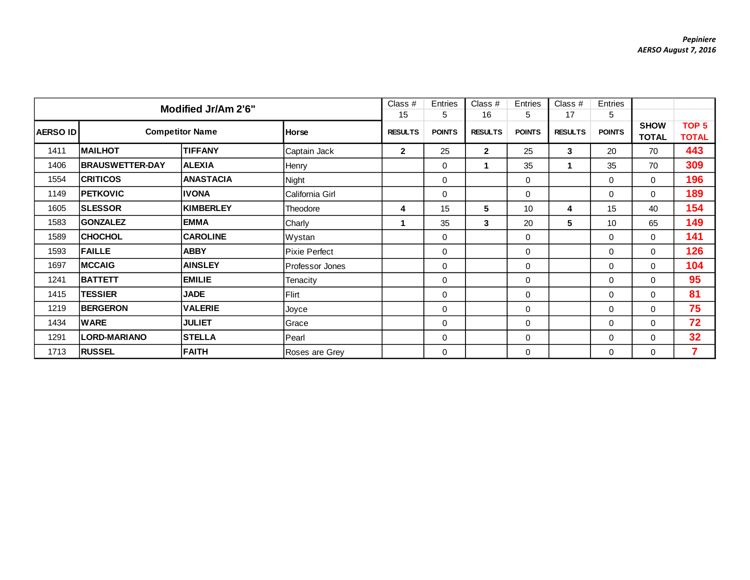*Pepiniere*
*AERSO August 7, 2016*

| Modified Jr/Am 2'6" | | | | Class # 15 | Entries 5 | Class # 16 | Entries 5 | Class # 17 | Entries 5 | | |
|---|---|---|---|---|---|---|---|---|---|---|---|
| AERSO ID | Competitor Name | | Horse | RESULTS | POINTS | RESULTS | POINTS | RESULTS | POINTS | SHOW TOTAL | TOP 5 TOTAL |
| 1411 | **MAILHOT** | **TIFFANY** | Captain Jack | **2** | 25 | **2** | 25 | **3** | 20 | 70 | **443** |
| 1406 | **BRAUSWETTER-DAY** | **ALEXIA** | Henry | | 0 | **1** | 35 | **1** | 35 | 70 | **309** |
| 1554 | **CRITICOS** | **ANASTACIA** | Night | | 0 | | 0 | | 0 | 0 | **196** |
| 1149 | **PETKOVIC** | **IVONA** | California Girl | | 0 | | 0 | | 0 | 0 | **189** |
| 1605 | **SLESSOR** | **KIMBERLEY** | Theodore | **4** | 15 | **5** | 10 | **4** | 15 | 40 | **154** |
| 1583 | **GONZALEZ** | **EMMA** | Charly | **1** | 35 | **3** | 20 | **5** | 10 | 65 | **149** |
| 1589 | **CHOCHOL** | **CAROLINE** | Wystan | | 0 | | 0 | | 0 | 0 | **141** |
| 1593 | **FAILLE** | **ABBY** | Pixie Perfect | | 0 | | 0 | | 0 | 0 | **126** |
| 1697 | **MCCAIG** | **AINSLEY** | Professor Jones | | 0 | | 0 | | 0 | 0 | **104** |
| 1241 | **BATTETT** | **EMILIE** | Tenacity | | 0 | | 0 | | 0 | 0 | **95** |
| 1415 | **TESSIER** | **JADE** | Flirt | | 0 | | 0 | | 0 | 0 | **81** |
| 1219 | **BERGERON** | **VALERIE** | Joyce | | 0 | | 0 | | 0 | 0 | **75** |
| 1434 | **WARE** | **JULIET** | Grace | | 0 | | 0 | | 0 | 0 | **72** |
| 1291 | **LORD-MARIANO** | **STELLA** | Pearl | | 0 | | 0 | | 0 | 0 | **32** |
| 1713 | **RUSSEL** | **FAITH** | Roses are Grey | | 0 | | 0 | | 0 | 0 | **7** |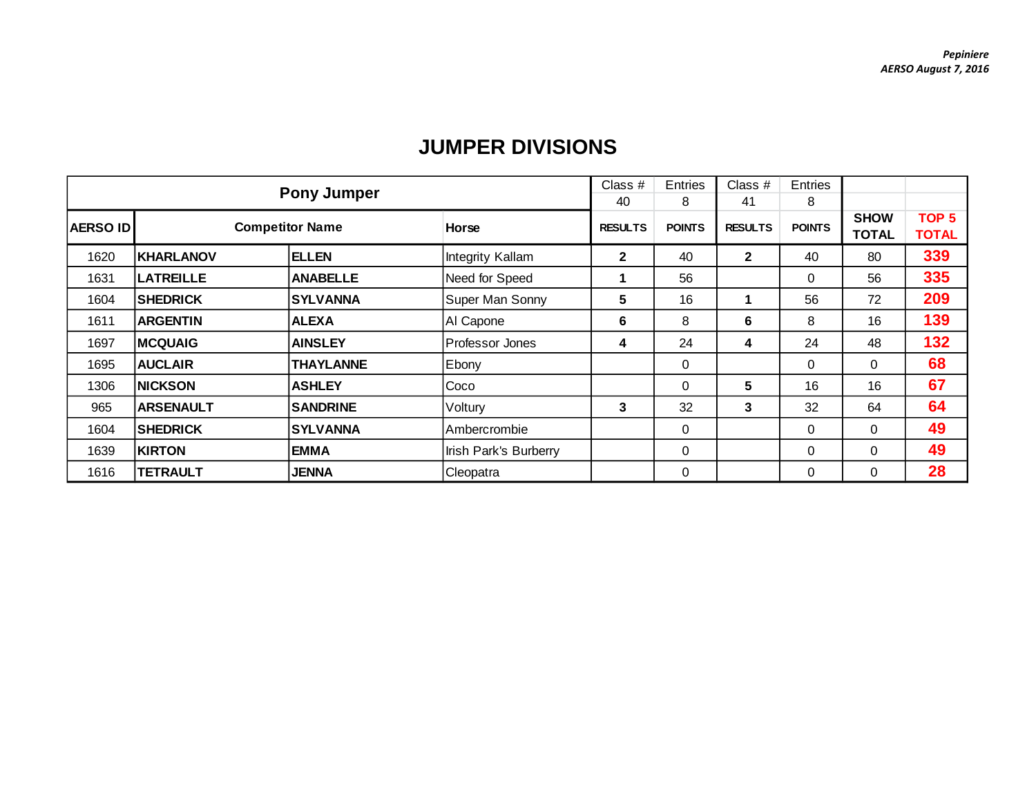*Pepiniere*
*AERSO August 7, 2016*

# JUMPER DIVISIONS

| Pony Jumper | | | | Class # | Entries | Class # | Entries | | |
|---|---|---|---|---|---|---|---|---|---|
| | | | | 40 | 8 | 41 | 8 | | |
| AERSO ID | Competitor Name | | Horse | RESULTS | POINTS | RESULTS | POINTS | SHOW TOTAL | TOP 5 TOTAL |
| 1620 | KHARLANOV | ELLEN | Integrity Kallam | 2 | 40 | 2 | 40 | 80 | 339 |
| 1631 | LATREILLE | ANABELLE | Need for Speed | 1 | 56 | | 0 | 56 | 335 |
| 1604 | SHEDRICK | SYLVANNA | Super Man Sonny | 5 | 16 | 1 | 56 | 72 | 209 |
| 1611 | ARGENTIN | ALEXA | Al Capone | 6 | 8 | 6 | 8 | 16 | 139 |
| 1697 | MCQUAIG | AINSLEY | Professor Jones | 4 | 24 | 4 | 24 | 48 | 132 |
| 1695 | AUCLAIR | THAYLANNE | Ebony | | 0 | | 0 | 0 | 68 |
| 1306 | NICKSON | ASHLEY | Coco | | 0 | 5 | 16 | 16 | 67 |
| 965 | ARSENAULT | SANDRINE | Voltury | 3 | 32 | 3 | 32 | 64 | 64 |
| 1604 | SHEDRICK | SYLVANNA | Ambercrombie | | 0 | | 0 | 0 | 49 |
| 1639 | KIRTON | EMMA | Irish Park's Burberry | | 0 | | 0 | 0 | 49 |
| 1616 | TETRAULT | JENNA | Cleopatra | | 0 | | 0 | 0 | 28 |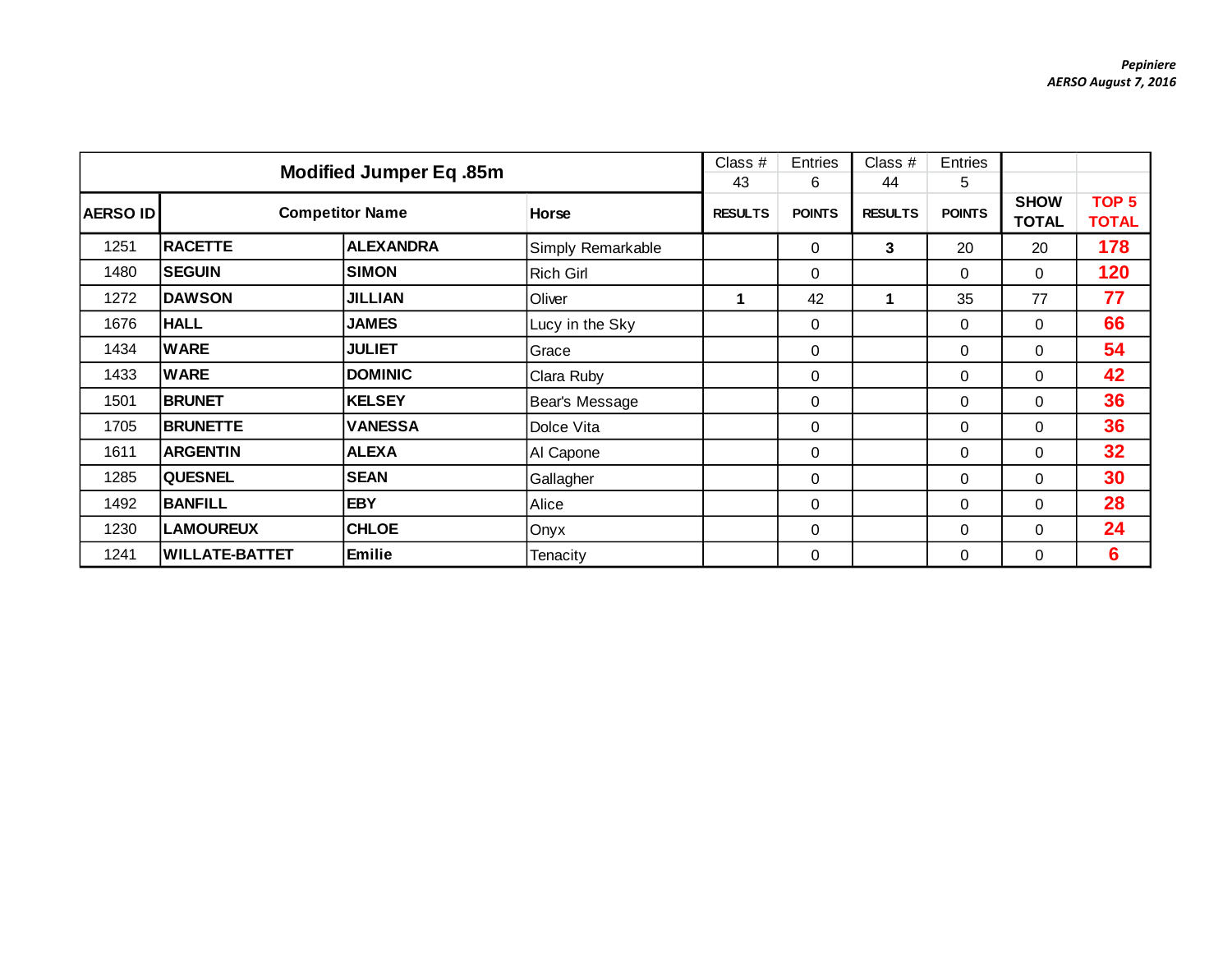*Pepiniere*
*AERSO August 7, 2016*

| Modified Jumper Eq .85m | | | | Class # 43 | Entries 6 | Class # 44 | Entries 5 | | |
|---|---|---|---|---|---|---|---|---|---|
| AERSO ID | Competitor Name | | Horse | RESULTS | POINTS | RESULTS | POINTS | SHOW TOTAL | TOP 5 TOTAL |
| 1251 | RACETTE | ALEXANDRA | Simply Remarkable | | 0 | 3 | 20 | 20 | 178 |
| 1480 | SEGUIN | SIMON | Rich Girl | | 0 | | 0 | 0 | 120 |
| 1272 | DAWSON | JILLIAN | Oliver | 1 | 42 | 1 | 35 | 77 | 77 |
| 1676 | HALL | JAMES | Lucy in the Sky | | 0 | | 0 | 0 | 66 |
| 1434 | WARE | JULIET | Grace | | 0 | | 0 | 0 | 54 |
| 1433 | WARE | DOMINIC | Clara Ruby | | 0 | | 0 | 0 | 42 |
| 1501 | BRUNET | KELSEY | Bear's Message | | 0 | | 0 | 0 | 36 |
| 1705 | BRUNETTE | VANESSA | Dolce Vita | | 0 | | 0 | 0 | 36 |
| 1611 | ARGENTIN | ALEXA | Al Capone | | 0 | | 0 | 0 | 32 |
| 1285 | QUESNEL | SEAN | Gallagher | | 0 | | 0 | 0 | 30 |
| 1492 | BANFILL | EBY | Alice | | 0 | | 0 | 0 | 28 |
| 1230 | LAMOUREUX | CHLOE | Onyx | | 0 | | 0 | 0 | 24 |
| 1241 | WILLATE-BATTET | Emilie | Tenacity | | 0 | | 0 | 0 | 6 |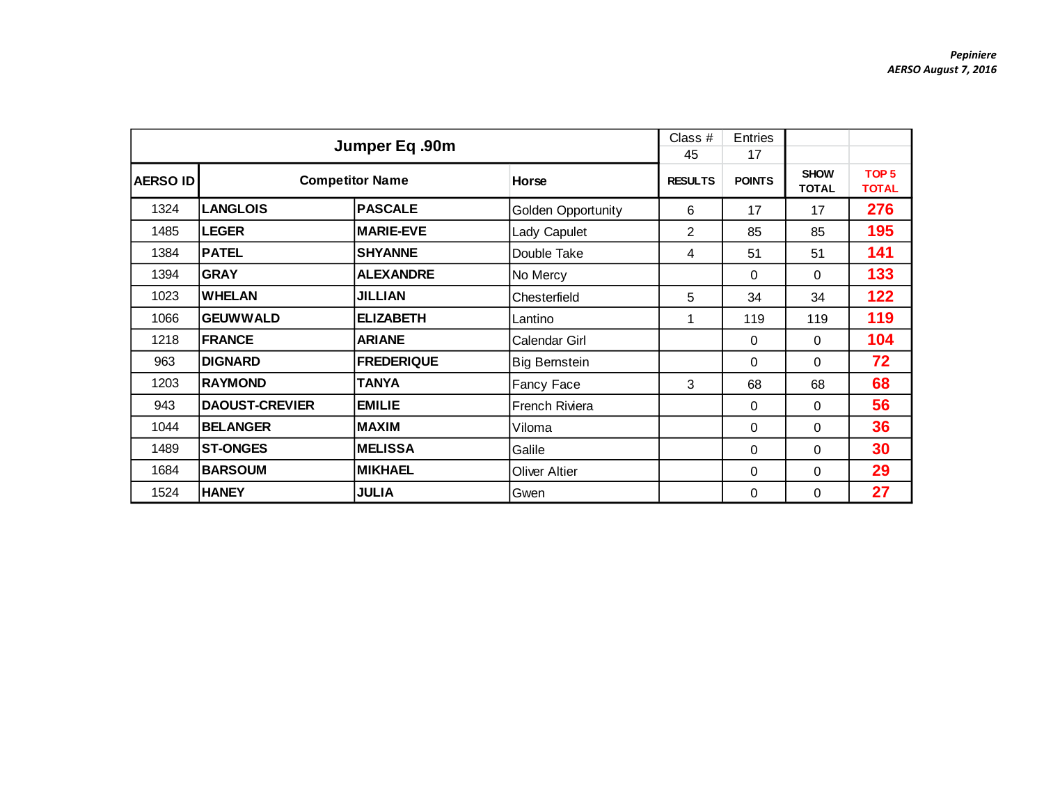*Pepiniere*
*AERSO August 7, 2016*

| Jumper Eq .90m | | | | Class # 45 | Entries 17 | | |
|---|---|---|---|---|---|---|---|
| **AERSO ID** | **Competitor Name** | | **Horse** | **RESULTS** | **POINTS** | **SHOW TOTAL** | **TOP 5 TOTAL** |
| 1324 | **LANGLOIS** | **PASCALE** | Golden Opportunity | 6 | 17 | 17 | **276** |
| 1485 | **LEGER** | **MARIE-EVE** | Lady Capulet | 2 | 85 | 85 | **195** |
| 1384 | **PATEL** | **SHYANNE** | Double Take | 4 | 51 | 51 | **141** |
| 1394 | **GRAY** | **ALEXANDRE** | No Mercy | | 0 | 0 | **133** |
| 1023 | **WHELAN** | **JILLIAN** | Chesterfield | 5 | 34 | 34 | **122** |
| 1066 | **GEUWWALD** | **ELIZABETH** | Lantino | 1 | 119 | 119 | **119** |
| 1218 | **FRANCE** | **ARIANE** | Calendar Girl | | 0 | 0 | **104** |
| 963 | **DIGNARD** | **FREDERIQUE** | Big Bernstein | | 0 | 0 | **72** |
| 1203 | **RAYMOND** | **TANYA** | Fancy Face | 3 | 68 | 68 | **68** |
| 943 | **DAOUST-CREVIER** | **EMILIE** | French Riviera | | 0 | 0 | **56** |
| 1044 | **BELANGER** | **MAXIM** | Viloma | | 0 | 0 | **36** |
| 1489 | **ST-ONGES** | **MELISSA** | Galile | | 0 | 0 | **30** |
| 1684 | **BARSOUM** | **MIKHAEL** | Oliver Altier | | 0 | 0 | **29** |
| 1524 | **HANEY** | **JULIA** | Gwen | | 0 | 0 | **27** |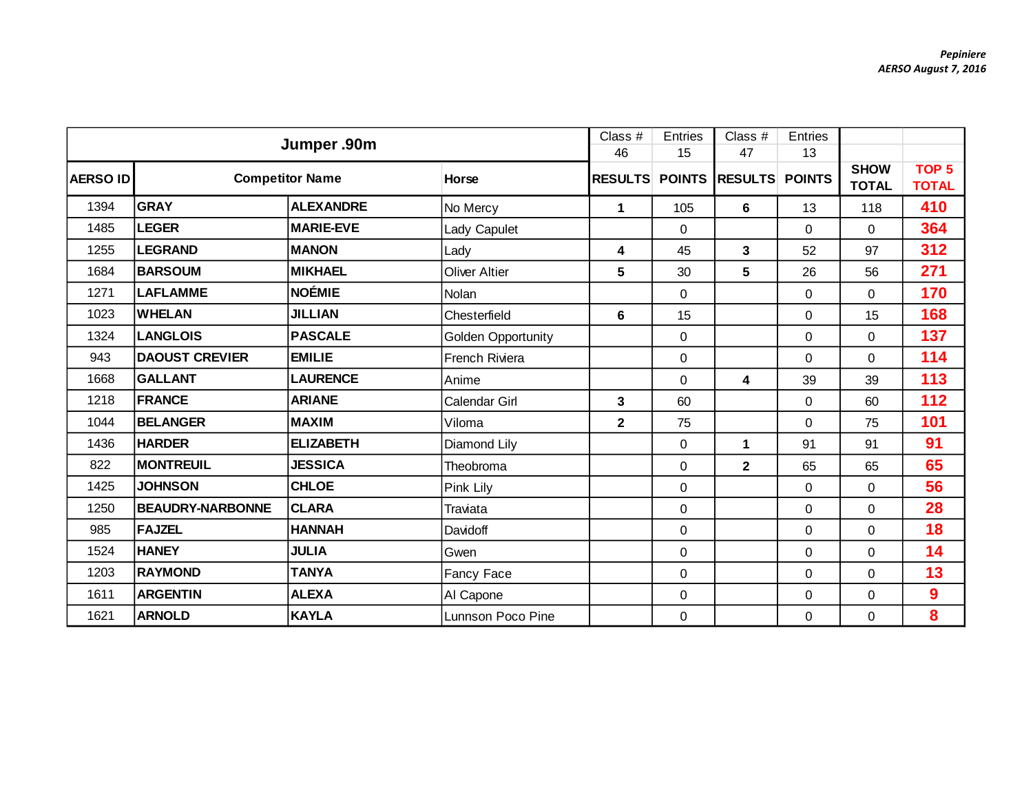*Pepiniere*
*AERSO August 7, 2016*

| Jumper .90m | | | | Class # 46 | Entries 15 | Class # 47 | Entries 13 | | |
|---|---|---|---|---|---|---|---|---|---|
| **AERSO ID** | **Competitor Name** | | **Horse** | **RESULTS** | **POINTS** | **RESULTS** | **POINTS** | **SHOW TOTAL** | **TOP 5 TOTAL** |
| 1394 | **GRAY** | **ALEXANDRE** | No Mercy | **1** | 105 | **6** | 13 | 118 | **410** |
| 1485 | **LEGER** | **MARIE-EVE** | Lady Capulet | | 0 | | 0 | 0 | **364** |
| 1255 | **LEGRAND** | **MANON** | Lady | **4** | 45 | **3** | 52 | 97 | **312** |
| 1684 | **BARSOUM** | **MIKHAEL** | Oliver Altier | **5** | 30 | **5** | 26 | 56 | **271** |
| 1271 | **LAFLAMME** | **NOÉMIE** | Nolan | | 0 | | 0 | 0 | **170** |
| 1023 | **WHELAN** | **JILLIAN** | Chesterfield | **6** | 15 | | 0 | 15 | **168** |
| 1324 | **LANGLOIS** | **PASCALE** | Golden Opportunity | | 0 | | 0 | 0 | **137** |
| 943 | **DAOUST CREVIER** | **EMILIE** | French Riviera | | 0 | | 0 | 0 | **114** |
| 1668 | **GALLANT** | **LAURENCE** | Anime | | 0 | **4** | 39 | 39 | **113** |
| 1218 | **FRANCE** | **ARIANE** | Calendar Girl | **3** | 60 | | 0 | 60 | **112** |
| 1044 | **BELANGER** | **MAXIM** | Viloma | **2** | 75 | | 0 | 75 | **101** |
| 1436 | **HARDER** | **ELIZABETH** | Diamond Lily | | 0 | **1** | 91 | 91 | **91** |
| 822 | **MONTREUIL** | **JESSICA** | Theobroma | | 0 | **2** | 65 | 65 | **65** |
| 1425 | **JOHNSON** | **CHLOE** | Pink Lily | | 0 | | 0 | 0 | **56** |
| 1250 | **BEAUDRY-NARBONNE** | **CLARA** | Traviata | | 0 | | 0 | 0 | **28** |
| 985 | **FAJZEL** | **HANNAH** | Davidoff | | 0 | | 0 | 0 | **18** |
| 1524 | **HANEY** | **JULIA** | Gwen | | 0 | | 0 | 0 | **14** |
| 1203 | **RAYMOND** | **TANYA** | Fancy Face | | 0 | | 0 | 0 | **13** |
| 1611 | **ARGENTIN** | **ALEXA** | Al Capone | | 0 | | 0 | 0 | **9** |
| 1621 | **ARNOLD** | **KAYLA** | Lunnson Poco Pine | | 0 | | 0 | 0 | **8** |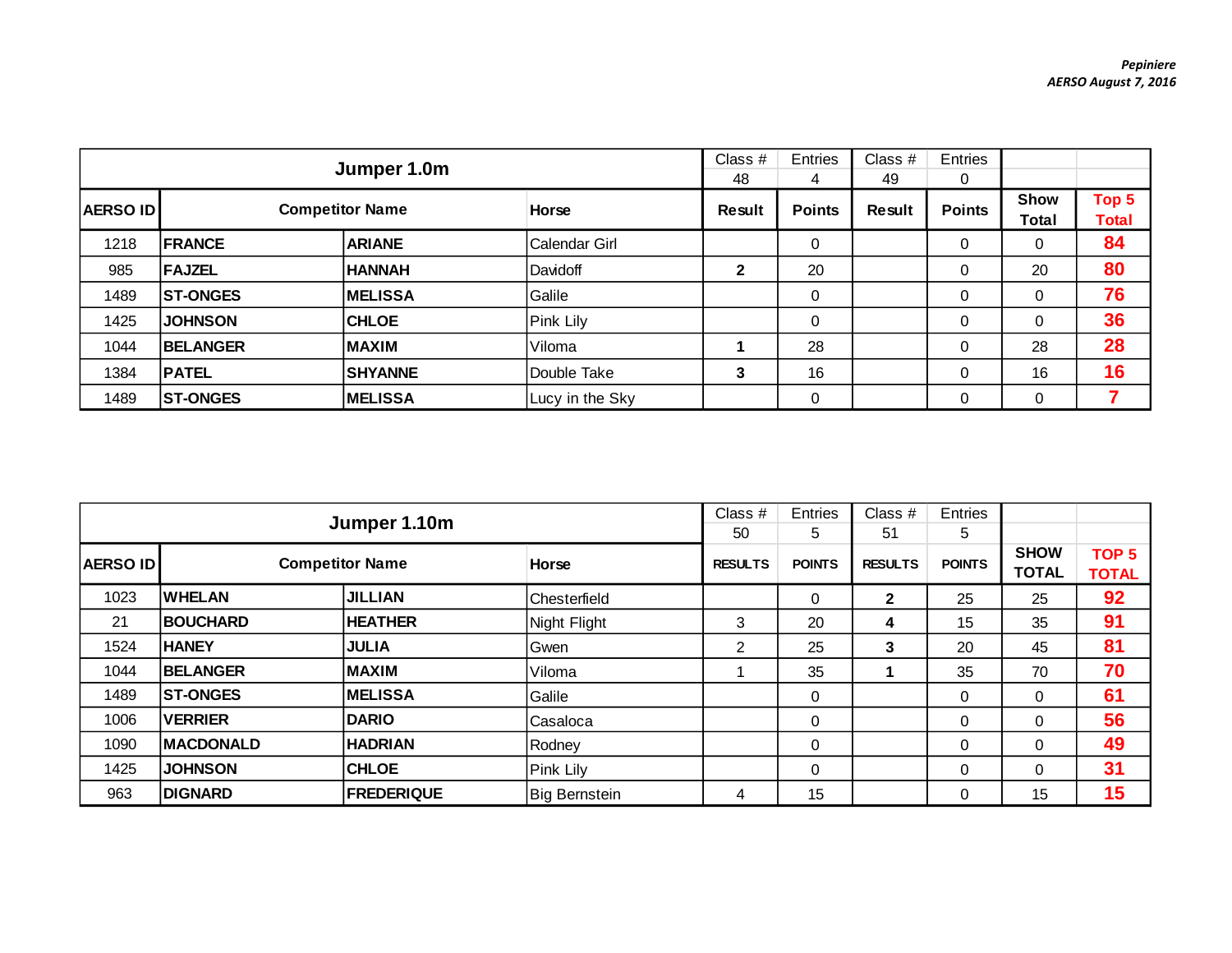*Pepiniere*
*AERSO August 7, 2016*

| Jumper 1.0m | | | | Class # 48 | Entries 4 | Class # 49 | Entries 0 | | |
|---|---|---|---|---|---|---|---|---|---|
| **AERSO ID** | **Competitor Name** | | **Horse** | **Result** | **Points** | **Result** | **Points** | **Show Total** | **Top 5 Total** |
| 1218 | **FRANCE** | **ARIANE** | Calendar Girl | | 0 | | 0 | 0 | **84** |
| 985 | **FAJZEL** | **HANNAH** | Davidoff | **2** | 20 | | 0 | 20 | **80** |
| 1489 | **ST-ONGES** | **MELISSA** | Galile | | 0 | | 0 | 0 | **76** |
| 1425 | **JOHNSON** | **CHLOE** | Pink Lily | | 0 | | 0 | 0 | **36** |
| 1044 | **BELANGER** | **MAXIM** | Viloma | **1** | 28 | | 0 | 28 | **28** |
| 1384 | **PATEL** | **SHYANNE** | Double Take | **3** | 16 | | 0 | 16 | **16** |
| 1489 | **ST-ONGES** | **MELISSA** | Lucy in the Sky | | 0 | | 0 | 0 | **7** |

| Jumper 1.10m | | | | Class # 50 | Entries 5 | Class # 51 | Entries 5 | | |
|---|---|---|---|---|---|---|---|---|---|
| **AERSO ID** | **Competitor Name** | | **Horse** | **RESULTS** | **POINTS** | **RESULTS** | **POINTS** | **SHOW TOTAL** | **TOP 5 TOTAL** |
| 1023 | **WHELAN** | **JILLIAN** | Chesterfield | | 0 | **2** | 25 | 25 | **92** |
| 21 | **BOUCHARD** | **HEATHER** | Night Flight | 3 | 20 | **4** | 15 | 35 | **91** |
| 1524 | **HANEY** | **JULIA** | Gwen | 2 | 25 | **3** | 20 | 45 | **81** |
| 1044 | **BELANGER** | **MAXIM** | Viloma | 1 | 35 | **1** | 35 | 70 | **70** |
| 1489 | **ST-ONGES** | **MELISSA** | Galile | | 0 | | 0 | 0 | **61** |
| 1006 | **VERRIER** | **DARIO** | Casaloca | | 0 | | 0 | 0 | **56** |
| 1090 | **MACDONALD** | **HADRIAN** | Rodney | | 0 | | 0 | 0 | **49** |
| 1425 | **JOHNSON** | **CHLOE** | Pink Lily | | 0 | | 0 | 0 | **31** |
| 963 | **DIGNARD** | **FREDERIQUE** | Big Bernstein | 4 | 15 | | 0 | 15 | **15** |